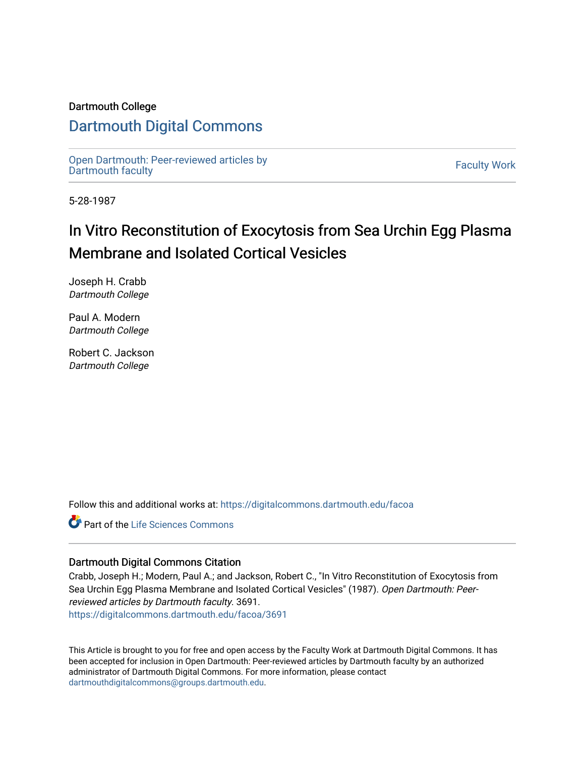Dartmouth College

# Dartmouth Digital Commons

Open Dartmouth: Peer-reviewed articles by Dartmouth faculty

Faculty Work

5-28-1987

# In Vitro Reconstitution of Exocytosis from Sea Urchin Egg Plasma Membrane and Isolated Cortical Vesicles

Joseph H. Crabb
*Dartmouth College*

Paul A. Modern
*Dartmouth College*

Robert C. Jackson
*Dartmouth College*

Follow this and additional works at: https://digitalcommons.dartmouth.edu/facoa

Part of the Life Sciences Commons

### Dartmouth Digital Commons Citation

Crabb, Joseph H.; Modern, Paul A.; and Jackson, Robert C., "In Vitro Reconstitution of Exocytosis from Sea Urchin Egg Plasma Membrane and Isolated Cortical Vesicles" (1987). *Open Dartmouth: Peer-reviewed articles by Dartmouth faculty.* 3691.
https://digitalcommons.dartmouth.edu/facoa/3691

This Article is brought to you for free and open access by the Faculty Work at Dartmouth Digital Commons. It has been accepted for inclusion in Open Dartmouth: Peer-reviewed articles by Dartmouth faculty by an authorized administrator of Dartmouth Digital Commons. For more information, please contact dartmouthdigitalcommons@groups.dartmouth.edu.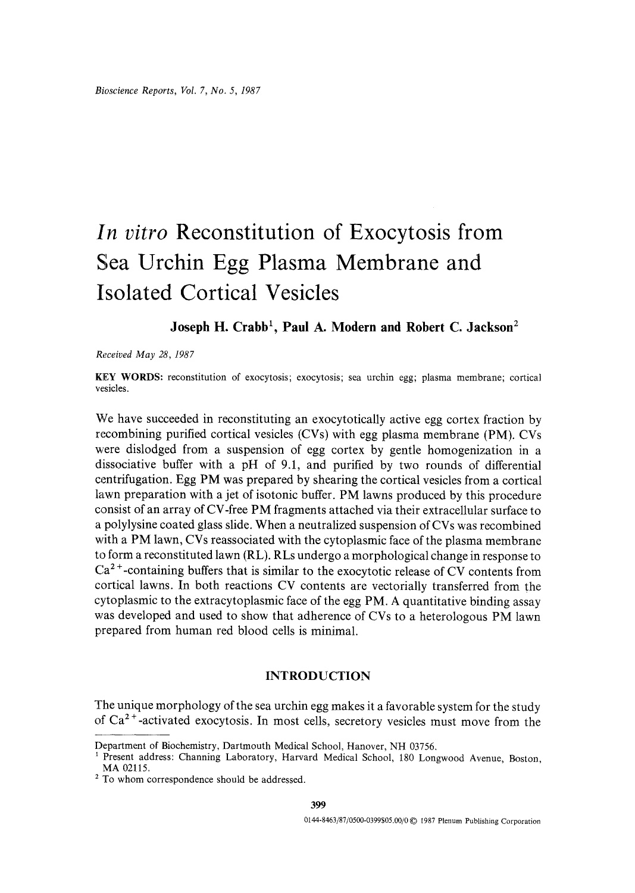# *In vitro* Reconstitution of Exocytosis from Sea Urchin Egg Plasma Membrane and Isolated Cortical Vesicles

**Joseph H. Crabb**[1], **Paul A. Modern** and **Robert C. Jackson**[2]

*Received May 28, 1987*

**KEY WORDS:** reconstitution of exocytosis; exocytosis; sea urchin egg; plasma membrane; cortical vesicles.

We have succeeded in reconstituting an exocytotically active egg cortex fraction by recombining purified cortical vesicles (CVs) with egg plasma membrane (PM). CVs were dislodged from a suspension of egg cortex by gentle homogenization in a dissociative buffer with a pH of 9.1, and purified by two rounds of differential centrifugation. Egg PM was prepared by shearing the cortical vesicles from a cortical lawn preparation with a jet of isotonic buffer. PM lawns produced by this procedure consist of an array of CV-free PM fragments attached via their extracellular surface to a polylysine coated glass slide. When a neutralized suspension of CVs was recombined with a PM lawn, CVs reassociated with the cytoplasmic face of the plasma membrane to form a reconstituted lawn (RL). RLs undergo a morphological change in response to $Ca^{2+}$-containing buffers that is similar to the exocytotic release of CV contents from cortical lawns. In both reactions CV contents are vectorially transferred from the cytoplasmic to the extracytoplasmic face of the egg PM. A quantitative binding assay was developed and used to show that adherence of CVs to a heterologous PM lawn prepared from human red blood cells is minimal.

## INTRODUCTION

The unique morphology of the sea urchin egg makes it a favorable system for the study of $Ca^{2+}$-activated exocytosis. In most cells, secretory vesicles must move from the

---

Department of Biochemistry, Dartmouth Medical School, Hanover, NH 03756.

[1] Present address: Channing Laboratory, Harvard Medical School, 180 Longwood Avenue, Boston, MA 02115.

[2] To whom correspondence should be addressed.

0144-8463/87/0500-0399$05.00/0 © 1987 Plenum Publishing Corporation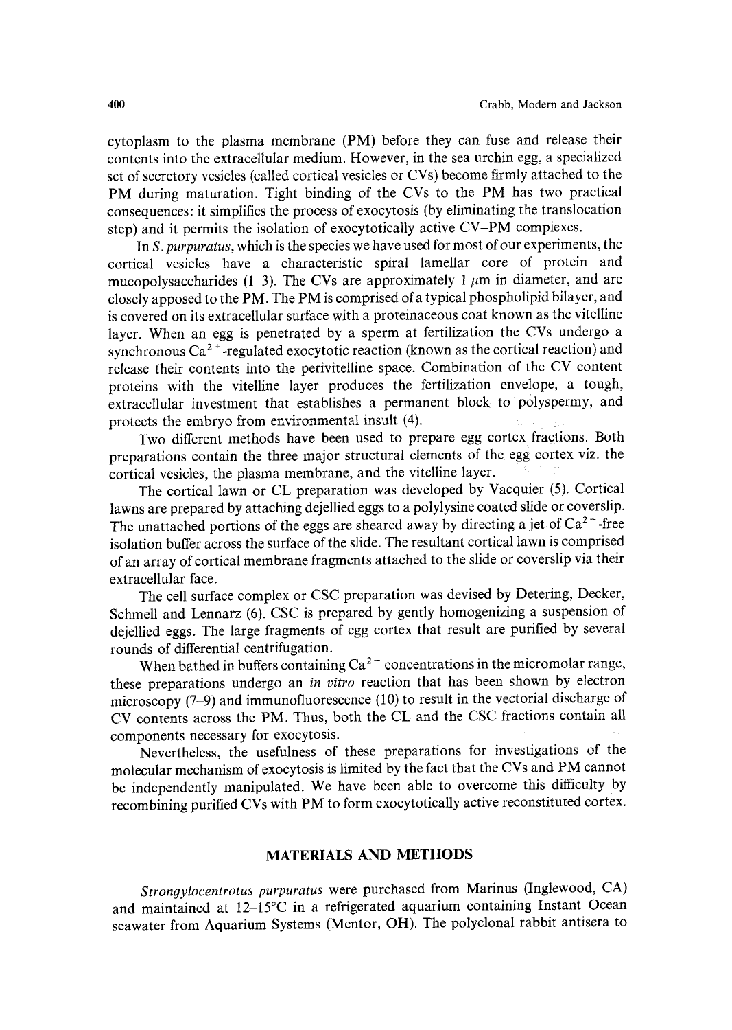cytoplasm to the plasma membrane (PM) before they can fuse and release their contents into the extracellular medium. However, in the sea urchin egg, a specialized set of secretory vesicles (called cortical vesicles or CVs) become firmly attached to the PM during maturation. Tight binding of the CVs to the PM has two practical consequences: it simplifies the process of exocytosis (by eliminating the translocation step) and it permits the isolation of exocytotically active CV–PM complexes.

In *S. purpuratus*, which is the species we have used for most of our experiments, the cortical vesicles have a characteristic spiral lamellar core of protein and mucopolysaccharides (1–3). The CVs are approximately 1 $\mu$m in diameter, and are closely apposed to the PM. The PM is comprised of a typical phospholipid bilayer, and is covered on its extracellular surface with a proteinaceous coat known as the vitelline layer. When an egg is penetrated by a sperm at fertilization the CVs undergo a synchronous $Ca^{2+}$-regulated exocytotic reaction (known as the cortical reaction) and release their contents into the perivitelline space. Combination of the CV content proteins with the vitelline layer produces the fertilization envelope, a tough, extracellular investment that establishes a permanent block to polyspermy, and protects the embryo from environmental insult (4).

Two different methods have been used to prepare egg cortex fractions. Both preparations contain the three major structural elements of the egg cortex viz. the cortical vesicles, the plasma membrane, and the vitelline layer.

The cortical lawn or CL preparation was developed by Vacquier (5). Cortical lawns are prepared by attaching dejellied eggs to a polylysine coated slide or coverslip. The unattached portions of the eggs are sheared away by directing a jet of $Ca^{2+}$-free isolation buffer across the surface of the slide. The resultant cortical lawn is comprised of an array of cortical membrane fragments attached to the slide or coverslip via their extracellular face.

The cell surface complex or CSC preparation was devised by Detering, Decker, Schmell and Lennarz (6). CSC is prepared by gently homogenizing a suspension of dejellied eggs. The large fragments of egg cortex that result are purified by several rounds of differential centrifugation.

When bathed in buffers containing $Ca^{2+}$ concentrations in the micromolar range, these preparations undergo an *in vitro* reaction that has been shown by electron microscopy (7–9) and immunofluorescence (10) to result in the vectorial discharge of CV contents across the PM. Thus, both the CL and the CSC fractions contain all components necessary for exocytosis.

Nevertheless, the usefulness of these preparations for investigations of the molecular mechanism of exocytosis is limited by the fact that the CVs and PM cannot be independently manipulated. We have been able to overcome this difficulty by recombining purified CVs with PM to form exocytotically active reconstituted cortex.

## MATERIALS AND METHODS

*Strongylocentrotus purpuratus* were purchased from Marinus (Inglewood, CA) and maintained at 12–15°C in a refrigerated aquarium containing Instant Ocean seawater from Aquarium Systems (Mentor, OH). The polyclonal rabbit antisera to